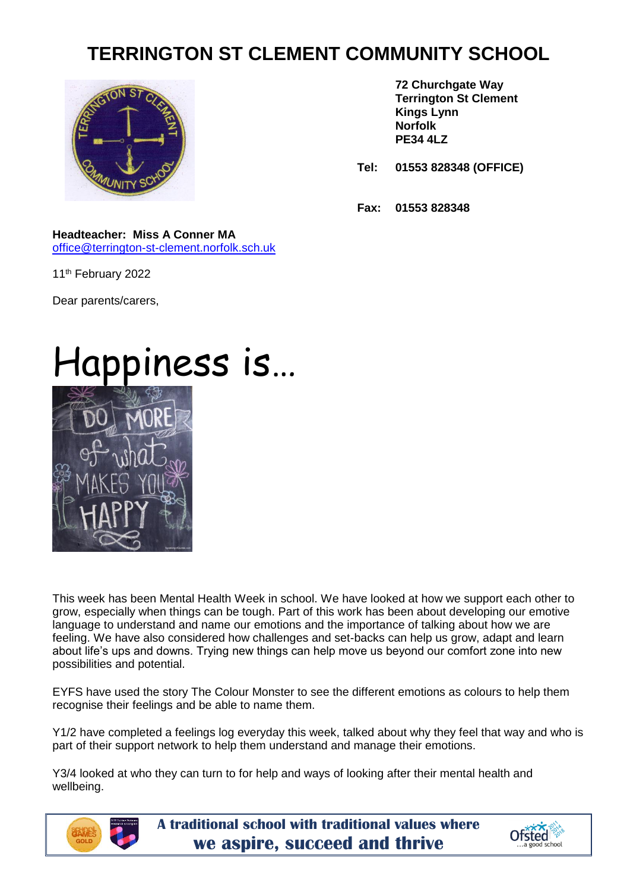# TERRINGTON ST CLEMENT COMMUNITY SCHOOL

**72 Churchgate Way**
**Terrington St Clement**
**Kings Lynn**
**Norfolk**
**PE34 4LZ**

**Tel: 01553 828348 (OFFICE)**

**Fax: 01553 828348**

**Headteacher: Miss A Conner MA**
office@terrington-st-clement.norfolk.sch.uk

11th February 2022

Dear parents/carers,

# Happiness is…

This week has been Mental Health Week in school. We have looked at how we support each other to grow, especially when things can be tough. Part of this work has been about developing our emotive language to understand and name our emotions and the importance of talking about how we are feeling. We have also considered how challenges and set-backs can help us grow, adapt and learn about life's ups and downs. Trying new things can help move us beyond our comfort zone into new possibilities and potential.

EYFS have used the story The Colour Monster to see the different emotions as colours to help them recognise their feelings and be able to name them.

Y1/2 have completed a feelings log everyday this week, talked about why they feel that way and who is part of their support network to help them understand and manage their emotions.

Y3/4 looked at who they can turn to for help and ways of looking after their mental health and wellbeing.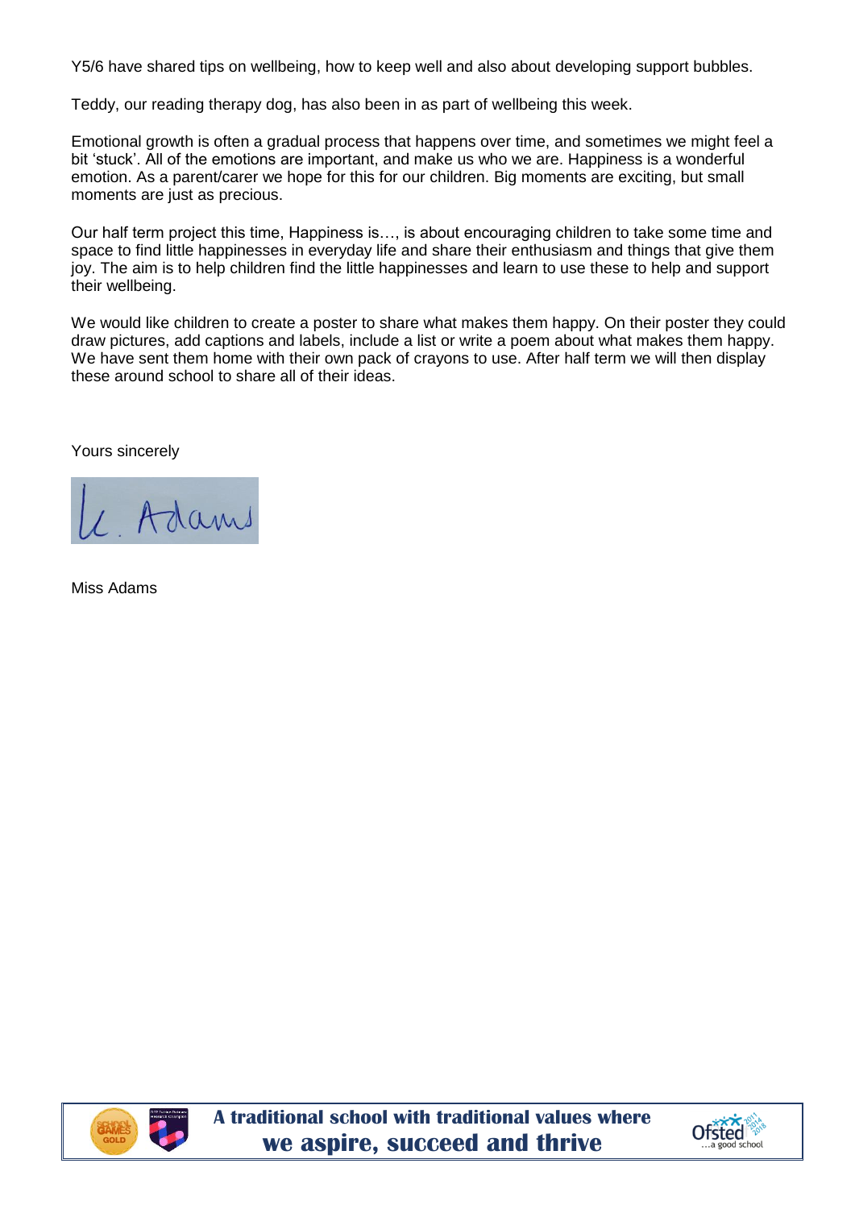Y5/6 have shared tips on wellbeing, how to keep well and also about developing support bubbles.

Teddy, our reading therapy dog, has also been in as part of wellbeing this week.

Emotional growth is often a gradual process that happens over time, and sometimes we might feel a bit ‘stuck’. All of the emotions are important, and make us who we are. Happiness is a wonderful emotion. As a parent/carer we hope for this for our children. Big moments are exciting, but small moments are just as precious.

Our half term project this time, Happiness is…, is about encouraging children to take some time and space to find little happinesses in everyday life and share their enthusiasm and things that give them joy. The aim is to help children find the little happinesses and learn to use these to help and support their wellbeing.

We would like children to create a poster to share what makes them happy. On their poster they could draw pictures, add captions and labels, include a list or write a poem about what makes them happy. We have sent them home with their own pack of crayons to use. After half term we will then display these around school to share all of their ideas.

Yours sincerely

L. Adams

Miss Adams